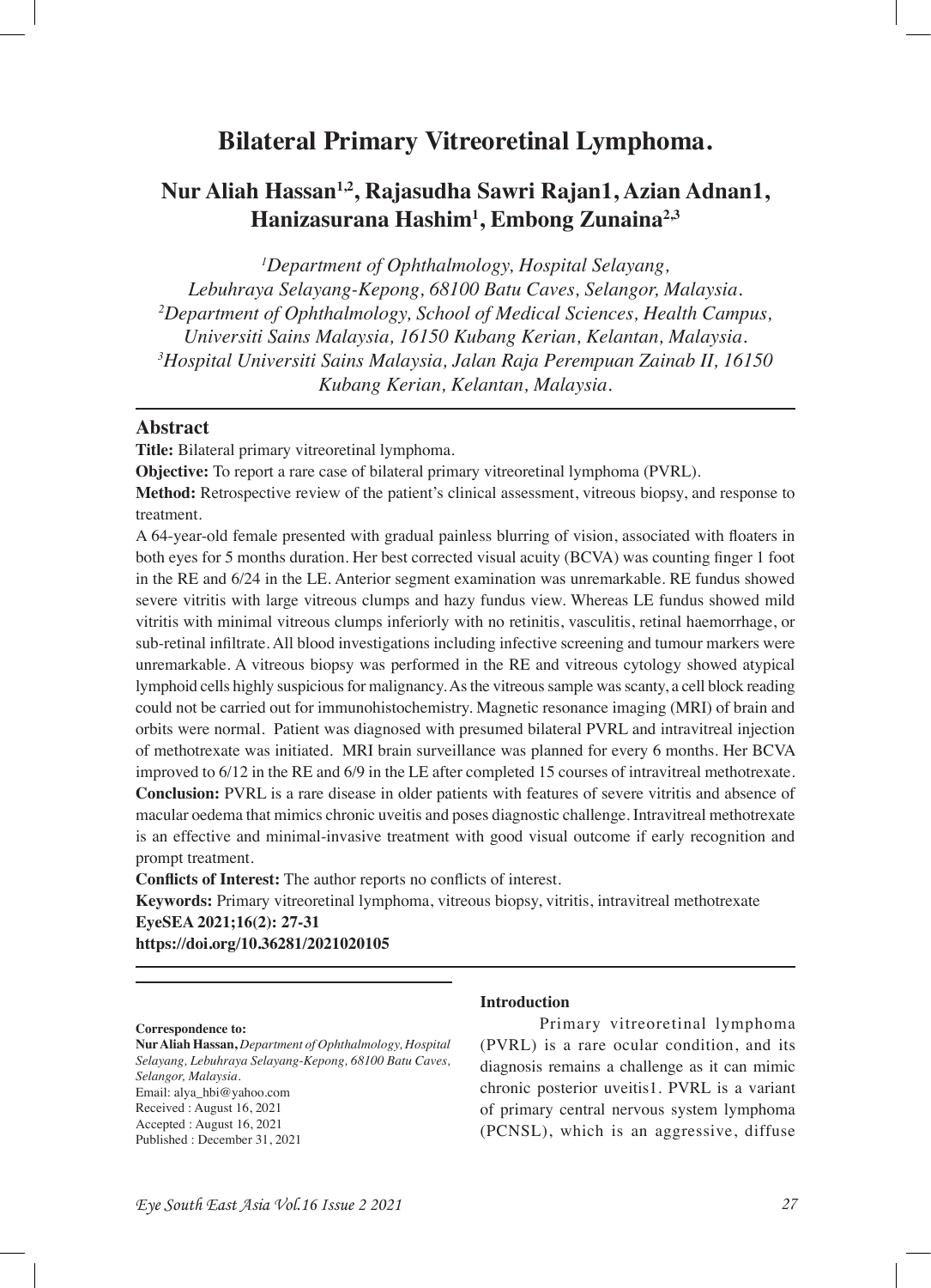# Bilateral Primary Vitreoretinal Lymphoma.

## Nur Aliah Hassan[1,2], Rajasudha Sawri Rajan1, Azian Adnan1, Hanizasurana Hashim[1], Embong Zunaina[2,3]

*[1]Department of Ophthalmology, Hospital Selayang, Lebuhraya Selayang-Kepong, 68100 Batu Caves, Selangor, Malaysia.*
*[2]Department of Ophthalmology, School of Medical Sciences, Health Campus, Universiti Sains Malaysia, 16150 Kubang Kerian, Kelantan, Malaysia.*
*[3]Hospital Universiti Sains Malaysia, Jalan Raja Perempuan Zainab II, 16150 Kubang Kerian, Kelantan, Malaysia.*

## Abstract

**Title:** Bilateral primary vitreoretinal lymphoma.

**Objective:** To report a rare case of bilateral primary vitreoretinal lymphoma (PVRL).

**Method:** Retrospective review of the patient's clinical assessment, vitreous biopsy, and response to treatment.

A 64-year-old female presented with gradual painless blurring of vision, associated with floaters in both eyes for 5 months duration. Her best corrected visual acuity (BCVA) was counting finger 1 foot in the RE and 6/24 in the LE. Anterior segment examination was unremarkable. RE fundus showed severe vitritis with large vitreous clumps and hazy fundus view. Whereas LE fundus showed mild vitritis with minimal vitreous clumps inferiorly with no retinitis, vasculitis, retinal haemorrhage, or sub-retinal infiltrate. All blood investigations including infective screening and tumour markers were unremarkable. A vitreous biopsy was performed in the RE and vitreous cytology showed atypical lymphoid cells highly suspicious for malignancy. As the vitreous sample was scanty, a cell block reading could not be carried out for immunohistochemistry. Magnetic resonance imaging (MRI) of brain and orbits were normal. Patient was diagnosed with presumed bilateral PVRL and intravitreal injection of methotrexate was initiated. MRI brain surveillance was planned for every 6 months. Her BCVA improved to 6/12 in the RE and 6/9 in the LE after completed 15 courses of intravitreal methotrexate.

**Conclusion:** PVRL is a rare disease in older patients with features of severe vitritis and absence of macular oedema that mimics chronic uveitis and poses diagnostic challenge. Intravitreal methotrexate is an effective and minimal-invasive treatment with good visual outcome if early recognition and prompt treatment.

**Conflicts of Interest:** The author reports no conflicts of interest.

**Keywords:** Primary vitreoretinal lymphoma, vitreous biopsy, vitritis, intravitreal methotrexate

**EyeSEA 2021;16(2): 27-31**

**https://doi.org/10.36281/2021020105**

**Correspondence to:**
**Nur Aliah Hassan,** *Department of Ophthalmology, Hospital Selayang, Lebuhraya Selayang-Kepong, 68100 Batu Caves, Selangor, Malaysia.*
Email: alya_hbi@yahoo.com
Received : August 16, 2021
Accepted : August 16, 2021
Published : December 31, 2021

## Introduction

Primary vitreoretinal lymphoma (PVRL) is a rare ocular condition, and its diagnosis remains a challenge as it can mimic chronic posterior uveitis1. PVRL is a variant of primary central nervous system lymphoma (PCNSL), which is an aggressive, diffuse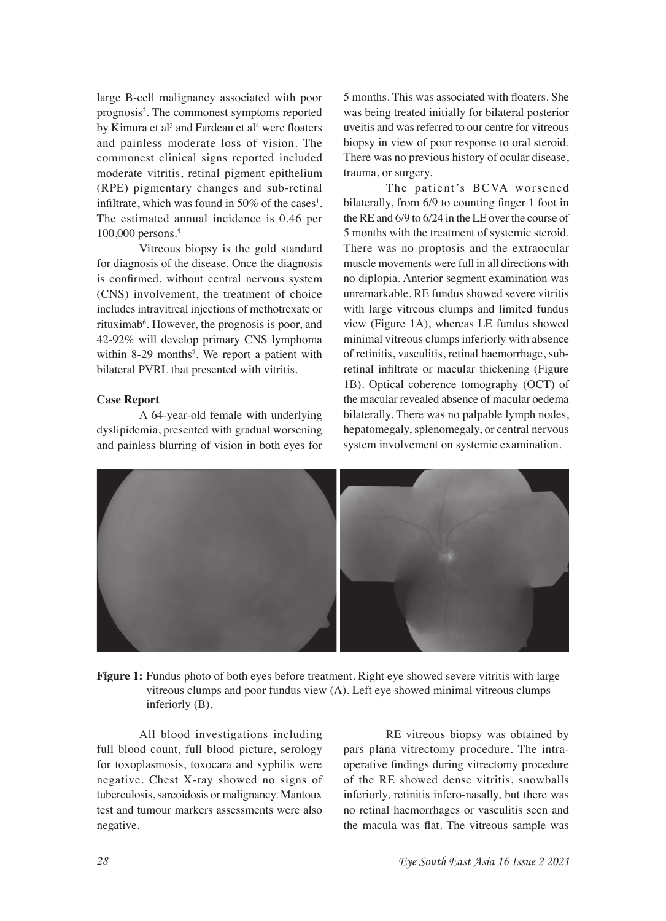large B-cell malignancy associated with poor prognosis[2]. The commonest symptoms reported by Kimura et al[3] and Fardeau et al[4] were floaters and painless moderate loss of vision. The commonest clinical signs reported included moderate vitritis, retinal pigment epithelium (RPE) pigmentary changes and sub-retinal infiltrate, which was found in 50% of the cases[1]. The estimated annual incidence is 0.46 per 100,000 persons.[5]

Vitreous biopsy is the gold standard for diagnosis of the disease. Once the diagnosis is confirmed, without central nervous system (CNS) involvement, the treatment of choice includes intravitreal injections of methotrexate or rituximab[6]. However, the prognosis is poor, and 42-92% will develop primary CNS lymphoma within 8-29 months[7]. We report a patient with bilateral PVRL that presented with vitritis.

**Case Report**

A 64-year-old female with underlying dyslipidemia, presented with gradual worsening and painless blurring of vision in both eyes for 5 months. This was associated with floaters. She was being treated initially for bilateral posterior uveitis and was referred to our centre for vitreous biopsy in view of poor response to oral steroid. There was no previous history of ocular disease, trauma, or surgery.

The patient's BCVA worsened bilaterally, from 6/9 to counting finger 1 foot in the RE and 6/9 to 6/24 in the LE over the course of 5 months with the treatment of systemic steroid. There was no proptosis and the extraocular muscle movements were full in all directions with no diplopia. Anterior segment examination was unremarkable. RE fundus showed severe vitritis with large vitreous clumps and limited fundus view (Figure 1A), whereas LE fundus showed minimal vitreous clumps inferiorly with absence of retinitis, vasculitis, retinal haemorrhage, sub-retinal infiltrate or macular thickening (Figure 1B). Optical coherence tomography (OCT) of the macular revealed absence of macular oedema bilaterally. There was no palpable lymph nodes, hepatomegaly, splenomegaly, or central nervous system involvement on systemic examination.

**Figure 1:** Fundus photo of both eyes before treatment. Right eye showed severe vitritis with large vitreous clumps and poor fundus view (A). Left eye showed minimal vitreous clumps inferiorly (B).

All blood investigations including full blood count, full blood picture, serology for toxoplasmosis, toxocara and syphilis were negative. Chest X-ray showed no signs of tuberculosis, sarcoidosis or malignancy. Mantoux test and tumour markers assessments were also negative.

RE vitreous biopsy was obtained by pars plana vitrectomy procedure. The intra-operative findings during vitrectomy procedure of the RE showed dense vitritis, snowballs inferiorly, retinitis infero-nasally, but there was no retinal haemorrhages or vasculitis seen and the macula was flat. The vitreous sample was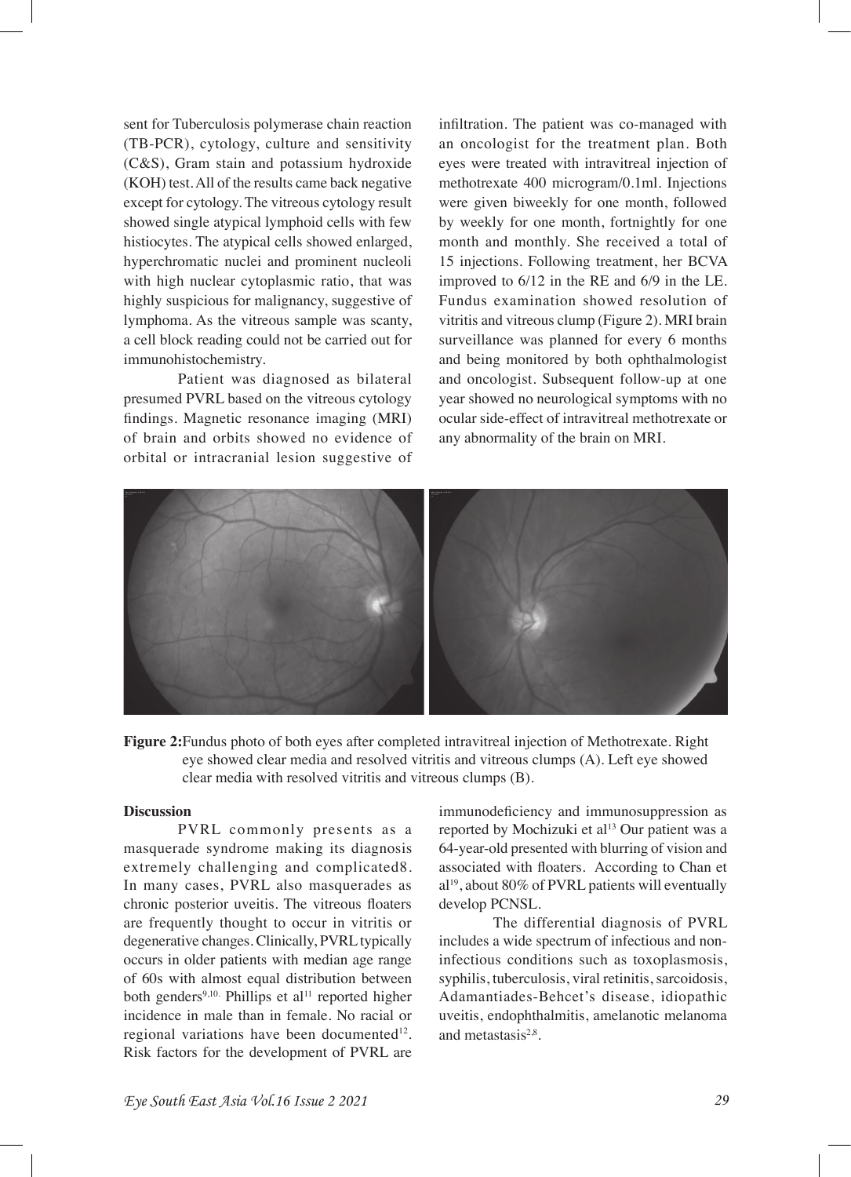sent for Tuberculosis polymerase chain reaction (TB-PCR), cytology, culture and sensitivity (C&S), Gram stain and potassium hydroxide (KOH) test. All of the results came back negative except for cytology. The vitreous cytology result showed single atypical lymphoid cells with few histiocytes. The atypical cells showed enlarged, hyperchromatic nuclei and prominent nucleoli with high nuclear cytoplasmic ratio, that was highly suspicious for malignancy, suggestive of lymphoma. As the vitreous sample was scanty, a cell block reading could not be carried out for immunohistochemistry.

Patient was diagnosed as bilateral presumed PVRL based on the vitreous cytology findings. Magnetic resonance imaging (MRI) of brain and orbits showed no evidence of orbital or intracranial lesion suggestive of infiltration. The patient was co-managed with an oncologist for the treatment plan. Both eyes were treated with intravitreal injection of methotrexate 400 microgram/0.1ml. Injections were given biweekly for one month, followed by weekly for one month, fortnightly for one month and monthly. She received a total of 15 injections. Following treatment, her BCVA improved to 6/12 in the RE and 6/9 in the LE. Fundus examination showed resolution of vitritis and vitreous clump (Figure 2). MRI brain surveillance was planned for every 6 months and being monitored by both ophthalmologist and oncologist. Subsequent follow-up at one year showed no neurological symptoms with no ocular side-effect of intravitreal methotrexate or any abnormality of the brain on MRI.

**Figure 2:** Fundus photo of both eyes after completed intravitreal injection of Methotrexate. Right eye showed clear media and resolved vitritis and vitreous clumps (A). Left eye showed clear media with resolved vitritis and vitreous clumps (B).

## Discussion

PVRL commonly presents as a masquerade syndrome making its diagnosis extremely challenging and complicated8. In many cases, PVRL also masquerades as chronic posterior uveitis. The vitreous floaters are frequently thought to occur in vitritis or degenerative changes. Clinically, PVRL typically occurs in older patients with median age range of 60s with almost equal distribution between both genders[9,10]. Phillips et al[11] reported higher incidence in male than in female. No racial or regional variations have been documented[12]. Risk factors for the development of PVRL are immunodeficiency and immunosuppression as reported by Mochizuki et al[13] Our patient was a 64-year-old presented with blurring of vision and associated with floaters. According to Chan et al[19], about 80% of PVRL patients will eventually develop PCNSL.

The differential diagnosis of PVRL includes a wide spectrum of infectious and non-infectious conditions such as toxoplasmosis, syphilis, tuberculosis, viral retinitis, sarcoidosis, Adamantiades-Behcet's disease, idiopathic uveitis, endophthalmitis, amelanotic melanoma and metastasis[2,8].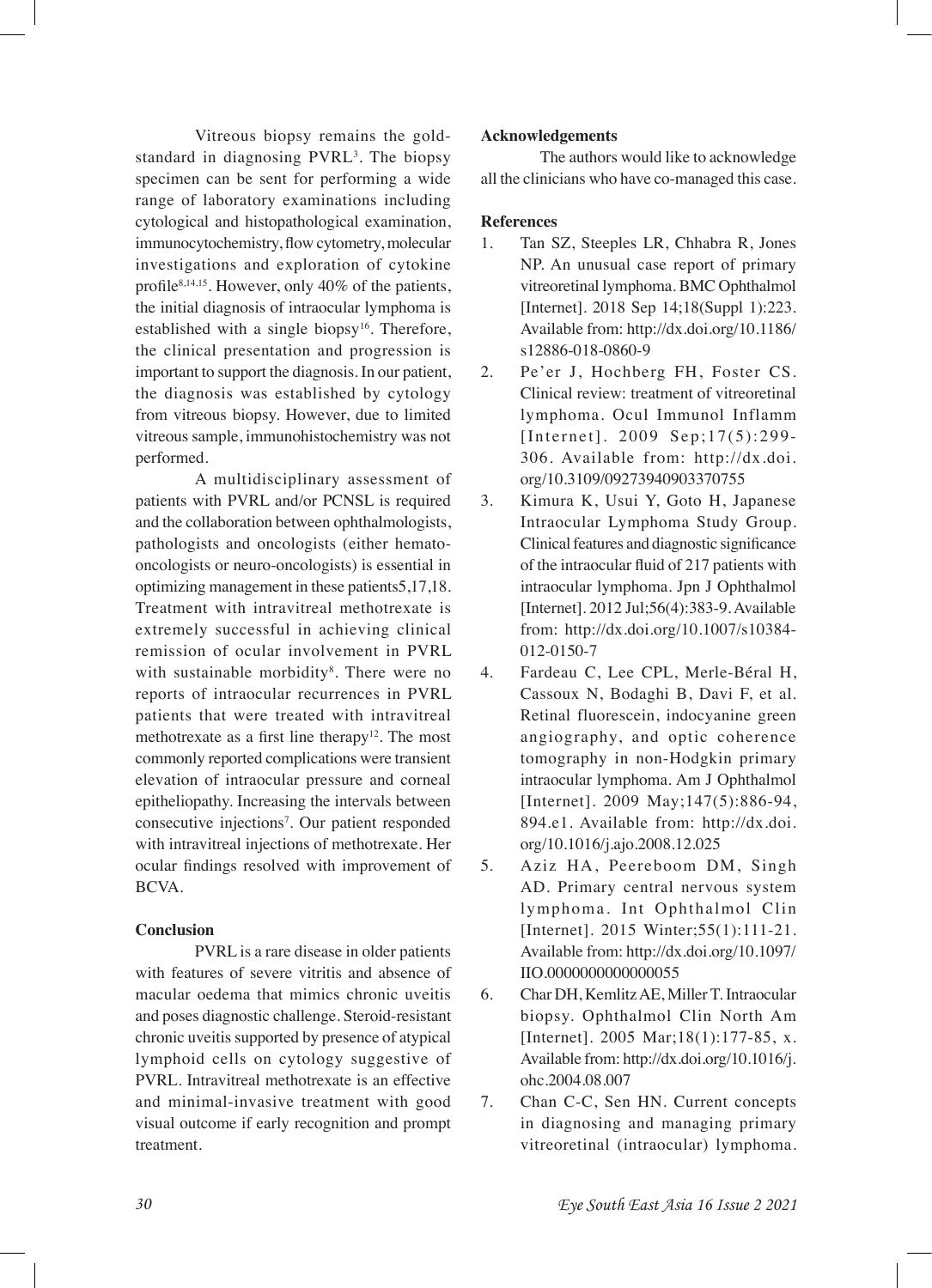Vitreous biopsy remains the gold-standard in diagnosing PVRL[3]. The biopsy specimen can be sent for performing a wide range of laboratory examinations including cytological and histopathological examination, immunocytochemistry, flow cytometry, molecular investigations and exploration of cytokine profile[8,14,15]. However, only 40% of the patients, the initial diagnosis of intraocular lymphoma is established with a single biopsy[16]. Therefore, the clinical presentation and progression is important to support the diagnosis. In our patient, the diagnosis was established by cytology from vitreous biopsy. However, due to limited vitreous sample, immunohistochemistry was not performed.

A multidisciplinary assessment of patients with PVRL and/or PCNSL is required and the collaboration between ophthalmologists, pathologists and oncologists (either hemato-oncologists or neuro-oncologists) is essential in optimizing management in these patients5,17,18. Treatment with intravitreal methotrexate is extremely successful in achieving clinical remission of ocular involvement in PVRL with sustainable morbidity[8]. There were no reports of intraocular recurrences in PVRL patients that were treated with intravitreal methotrexate as a first line therapy[12]. The most commonly reported complications were transient elevation of intraocular pressure and corneal epitheliopathy. Increasing the intervals between consecutive injections[7]. Our patient responded with intravitreal injections of methotrexate. Her ocular findings resolved with improvement of BCVA.

## Conclusion

PVRL is a rare disease in older patients with features of severe vitritis and absence of macular oedema that mimics chronic uveitis and poses diagnostic challenge. Steroid-resistant chronic uveitis supported by presence of atypical lymphoid cells on cytology suggestive of PVRL. Intravitreal methotrexate is an effective and minimal-invasive treatment with good visual outcome if early recognition and prompt treatment.

## Acknowledgements

The authors would like to acknowledge all the clinicians who have co-managed this case.

## References

1. Tan SZ, Steeples LR, Chhabra R, Jones NP. An unusual case report of primary vitreoretinal lymphoma. BMC Ophthalmol [Internet]. 2018 Sep 14;18(Suppl 1):223. Available from: http://dx.doi.org/10.1186/s12886-018-0860-9
2. Pe'er J, Hochberg FH, Foster CS. Clinical review: treatment of vitreoretinal lymphoma. Ocul Immunol Inflamm [Internet]. 2009 Sep;17(5):299-306. Available from: http://dx.doi.org/10.3109/09273940903370755
3. Kimura K, Usui Y, Goto H, Japanese Intraocular Lymphoma Study Group. Clinical features and diagnostic significance of the intraocular fluid of 217 patients with intraocular lymphoma. Jpn J Ophthalmol [Internet]. 2012 Jul;56(4):383-9. Available from: http://dx.doi.org/10.1007/s10384-012-0150-7
4. Fardeau C, Lee CPL, Merle-Béral H, Cassoux N, Bodaghi B, Davi F, et al. Retinal fluorescein, indocyanine green angiography, and optic coherence tomography in non-Hodgkin primary intraocular lymphoma. Am J Ophthalmol [Internet]. 2009 May;147(5):886-94, 894.e1. Available from: http://dx.doi.org/10.1016/j.ajo.2008.12.025
5. Aziz HA, Peereboom DM, Singh AD. Primary central nervous system lymphoma. Int Ophthalmol Clin [Internet]. 2015 Winter;55(1):111-21. Available from: http://dx.doi.org/10.1097/IIO.0000000000000055
6. Char DH, Kemlitz AE, Miller T. Intraocular biopsy. Ophthalmol Clin North Am [Internet]. 2005 Mar;18(1):177-85, x. Available from: http://dx.doi.org/10.1016/j.ohc.2004.08.007
7. Chan C-C, Sen HN. Current concepts in diagnosing and managing primary vitreoretinal (intraocular) lymphoma.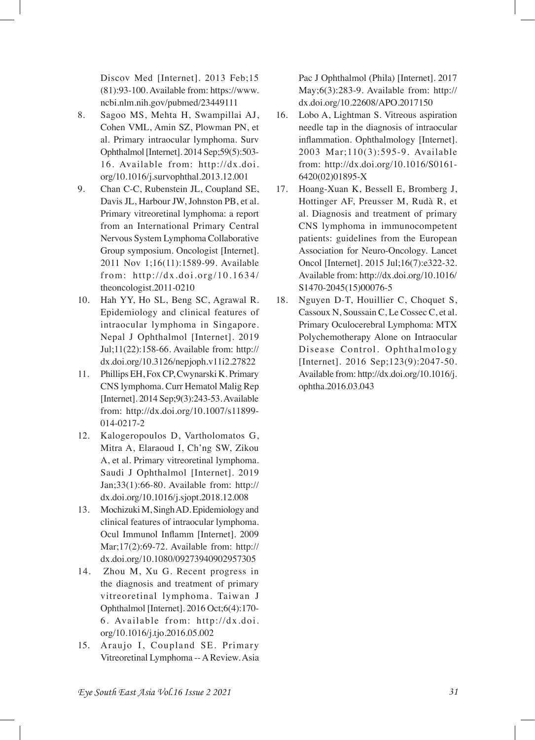Discov Med [Internet]. 2013 Feb;15 (81):93-100. Available from: https://www.ncbi.nlm.nih.gov/pubmed/23449111

8. Sagoo MS, Mehta H, Swampillai AJ, Cohen VML, Amin SZ, Plowman PN, et al. Primary intraocular lymphoma. Surv Ophthalmol [Internet]. 2014 Sep;59(5):503-16. Available from: http://dx.doi.org/10.1016/j.survophthal.2013.12.001
9. Chan C-C, Rubenstein JL, Coupland SE, Davis JL, Harbour JW, Johnston PB, et al. Primary vitreoretinal lymphoma: a report from an International Primary Central Nervous System Lymphoma Collaborative Group symposium. Oncologist [Internet]. 2011 Nov 1;16(11):1589-99. Available from: http://dx.doi.org/10.1634/theoncologist.2011-0210
10. Hah YY, Ho SL, Beng SC, Agrawal R. Epidemiology and clinical features of intraocular lymphoma in Singapore. Nepal J Ophthalmol [Internet]. 2019 Jul;11(22):158-66. Available from: http://dx.doi.org/10.3126/nepjoph.v11i2.27822
11. Phillips EH, Fox CP, Cwynarski K. Primary CNS lymphoma. Curr Hematol Malig Rep [Internet]. 2014 Sep;9(3):243-53. Available from: http://dx.doi.org/10.1007/s11899-014-0217-2
12. Kalogeropoulos D, Vartholomatos G, Mitra A, Elaraoud I, Ch'ng SW, Zikou A, et al. Primary vitreoretinal lymphoma. Saudi J Ophthalmol [Internet]. 2019 Jan;33(1):66-80. Available from: http://dx.doi.org/10.1016/j.sjopt.2018.12.008
13. Mochizuki M, Singh AD. Epidemiology and clinical features of intraocular lymphoma. Ocul Immunol Inflamm [Internet]. 2009 Mar;17(2):69-72. Available from: http://dx.doi.org/10.1080/09273940902957305
14. Zhou M, Xu G. Recent progress in the diagnosis and treatment of primary vitreoretinal lymphoma. Taiwan J Ophthalmol [Internet]. 2016 Oct;6(4):170-6. Available from: http://dx.doi.org/10.1016/j.tjo.2016.05.002
15. Araujo I, Coupland SE. Primary Vitreoretinal Lymphoma -- A Review. Asia Pac J Ophthalmol (Phila) [Internet]. 2017 May;6(3):283-9. Available from: http://dx.doi.org/10.22608/APO.2017150
16. Lobo A, Lightman S. Vitreous aspiration needle tap in the diagnosis of intraocular inflammation. Ophthalmology [Internet]. 2003 Mar;110(3):595-9. Available from: http://dx.doi.org/10.1016/S0161-6420(02)01895-X
17. Hoang-Xuan K, Bessell E, Bromberg J, Hottinger AF, Preusser M, Rudà R, et al. Diagnosis and treatment of primary CNS lymphoma in immunocompetent patients: guidelines from the European Association for Neuro-Oncology. Lancet Oncol [Internet]. 2015 Jul;16(7):e322-32. Available from: http://dx.doi.org/10.1016/S1470-2045(15)00076-5
18. Nguyen D-T, Houillier C, Choquet S, Cassoux N, Soussain C, Le Cossec C, et al. Primary Oculocerebral Lymphoma: MTX Polychemotherapy Alone on Intraocular Disease Control. Ophthalmology [Internet]. 2016 Sep;123(9):2047-50. Available from: http://dx.doi.org/10.1016/j.ophtha.2016.03.043